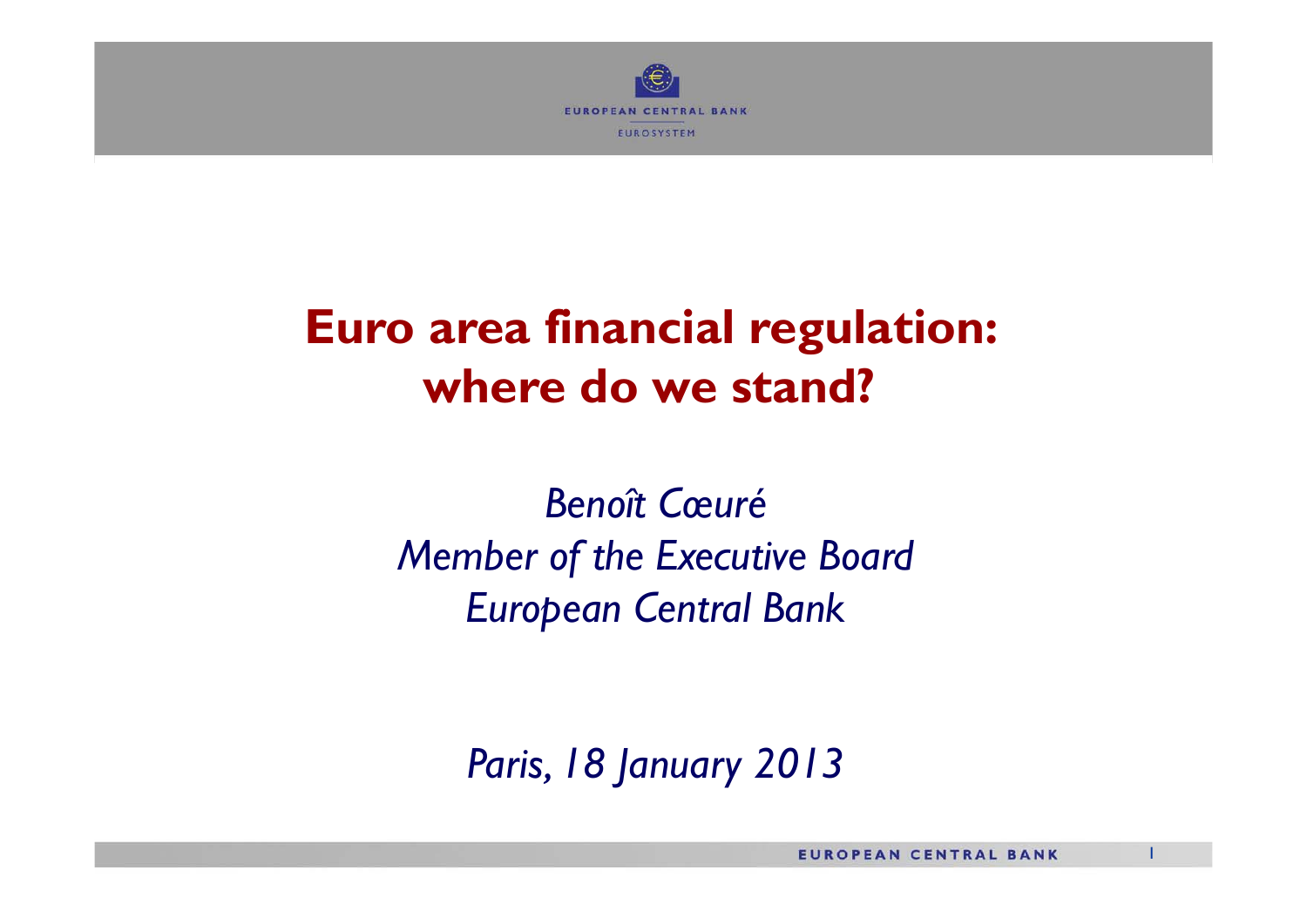# Euro area financial regulation: where do we stand?

*Benoît Cœuré*
*Member of the Executive Board*
*European Central Bank*

*Paris, 18 January 2013*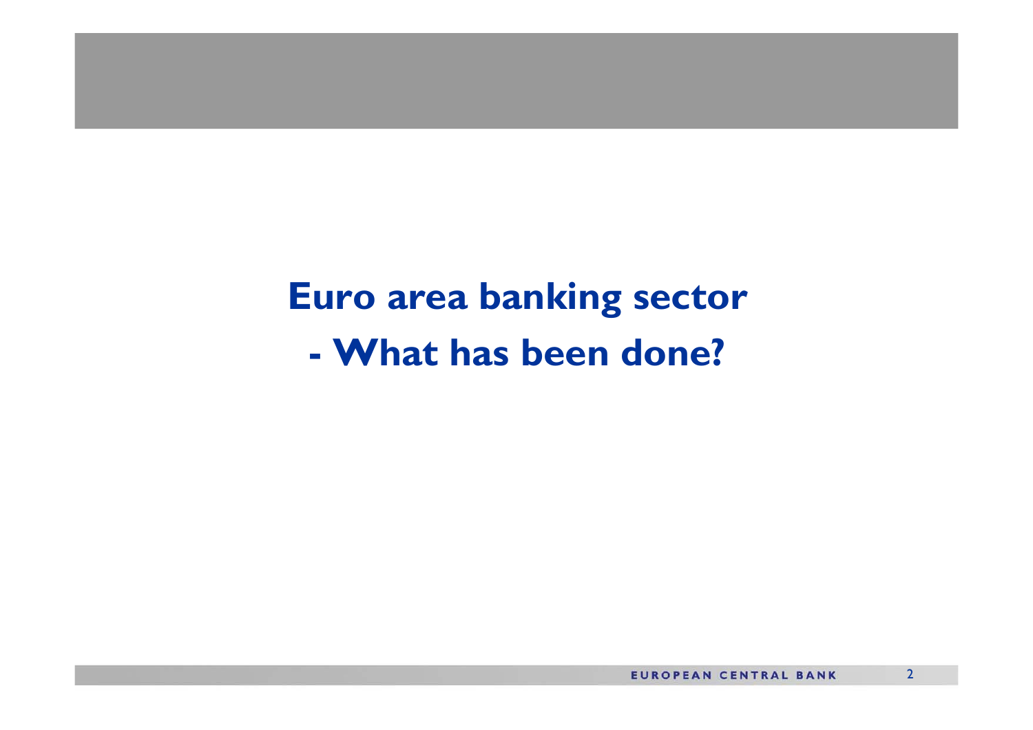# Euro area banking sector

# - What has been done?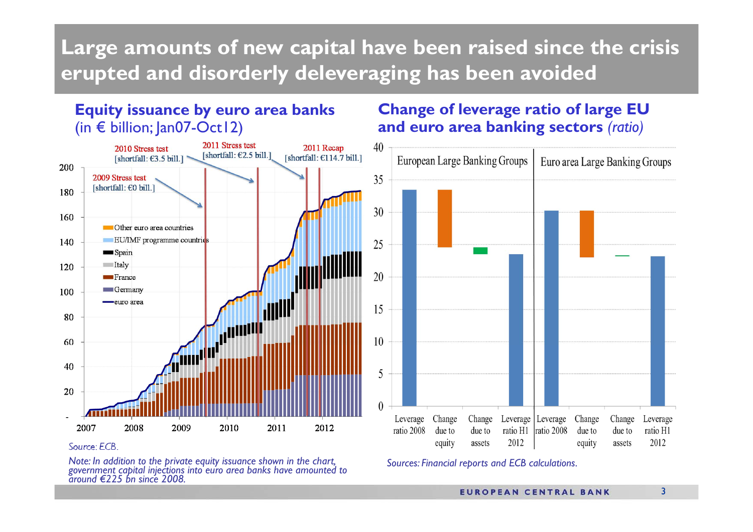# Large amounts of new capital have been raised since the crisis erupted and disorderly deleveraging has been avoided

## Equity issuance by euro area banks

(in € billion; Jan07-Oct12)

2010 Stress test [shortfall: €3.5 bill.]

2011 Stress test [shortfall: €2.5 bill.]

2011 Recap [shortfall: €114.7 bill.]

2009 Stress test [shortfall: €0 bill.]

- Other euro area countries
- EU/IMF programme countries
- Spain
- Italy
- France
- Germany
- euro area

*Source: ECB.*

*Note: In addition to the private equity issuance shown in the chart, government capital injections into euro area banks have amounted to around €225 bn since 2008.*

## Change of leverage ratio of large EU and euro area banking sectors *(ratio)*

European Large Banking Groups | Euro area Large Banking Groups

Leverage ratio 2008 | Change due to equity | Change due to assets | Leverage ratio H1 2012

*Sources: Financial reports and ECB calculations.*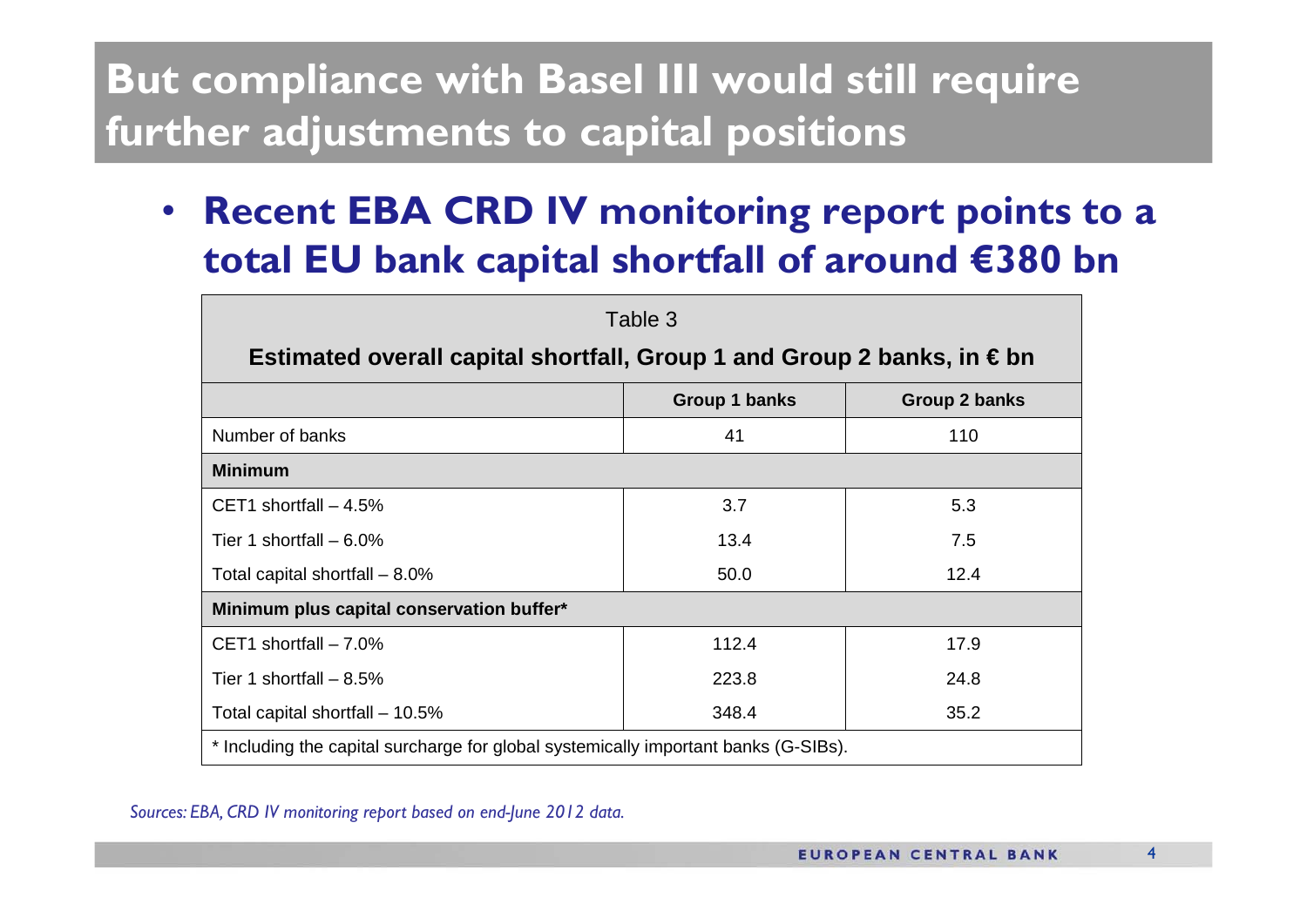# But compliance with Basel III would still require further adjustments to capital positions

- **Recent EBA CRD IV monitoring report points to a total EU bank capital shortfall of around €380 bn**

Table 3

**Estimated overall capital shortfall, Group 1 and Group 2 banks, in € bn**

| | Group 1 banks | Group 2 banks |
|---|---|---|
| Number of banks | 41 | 110 |
| **Minimum** | | |
| CET1 shortfall – 4.5% | 3.7 | 5.3 |
| Tier 1 shortfall – 6.0% | 13.4 | 7.5 |
| Total capital shortfall – 8.0% | 50.0 | 12.4 |
| **Minimum plus capital conservation buffer*** | | |
| CET1 shortfall – 7.0% | 112.4 | 17.9 |
| Tier 1 shortfall – 8.5% | 223.8 | 24.8 |
| Total capital shortfall – 10.5% | 348.4 | 35.2 |

\* Including the capital surcharge for global systemically important banks (G-SIBs).

*Sources: EBA, CRD IV monitoring report based on end-June 2012 data.*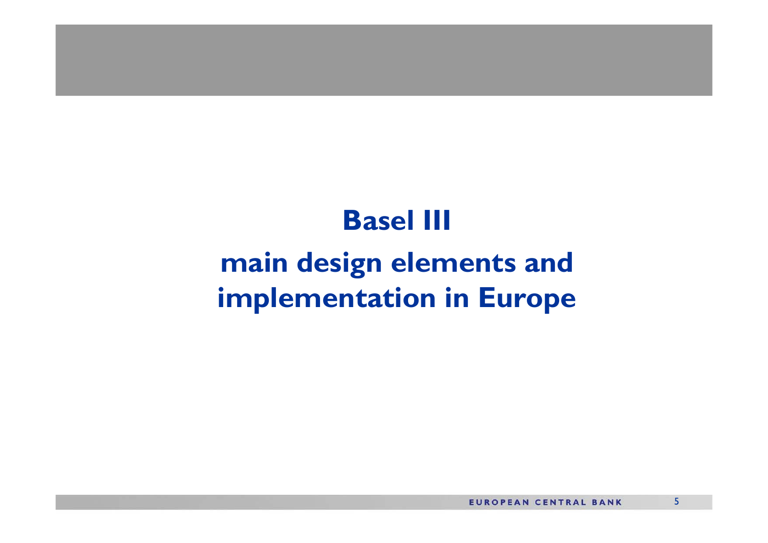# Basel III

## main design elements and implementation in Europe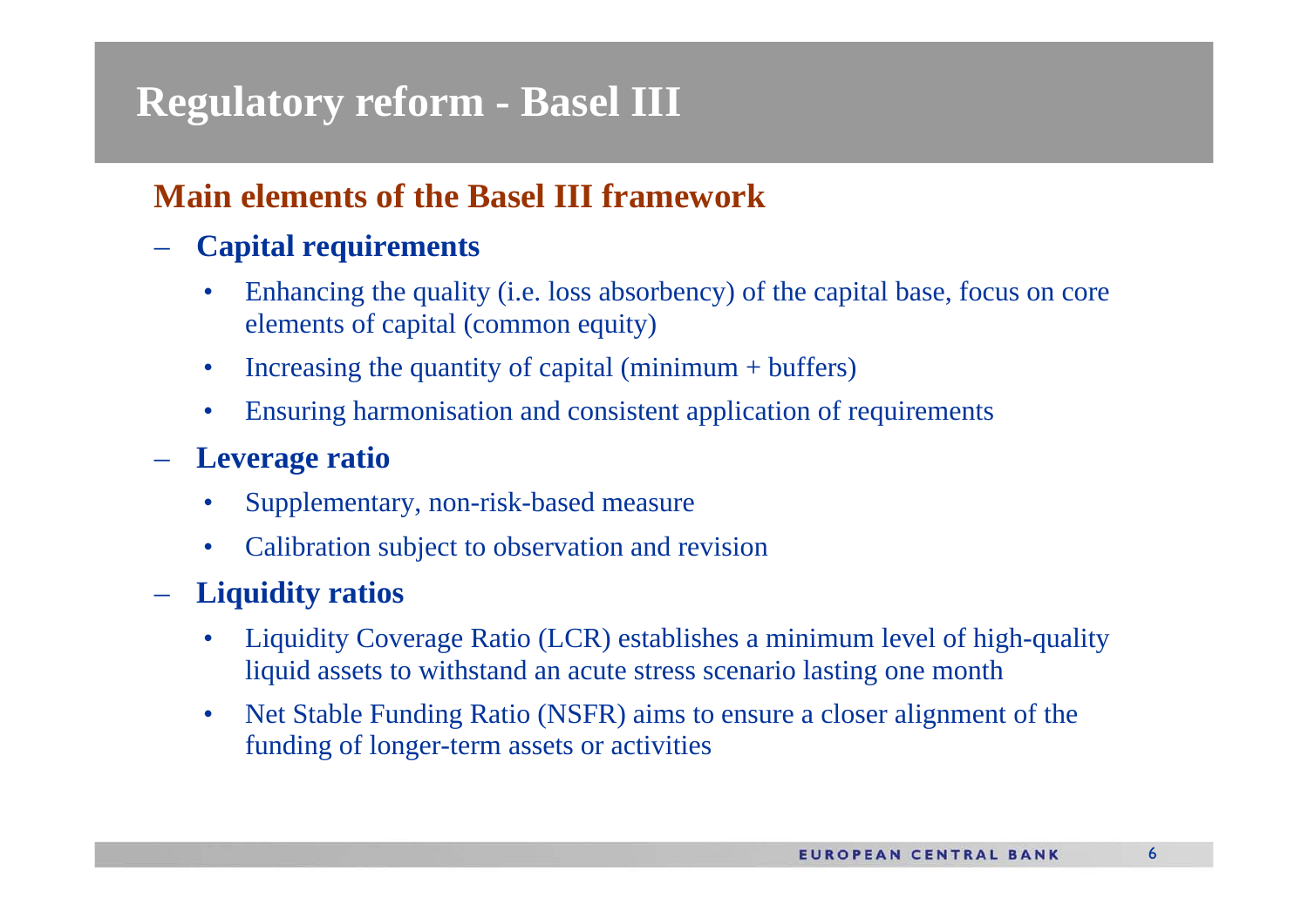# Regulatory reform - Basel III

## Main elements of the Basel III framework

- **Capital requirements**
  - Enhancing the quality (i.e. loss absorbency) of the capital base, focus on core elements of capital (common equity)
  - Increasing the quantity of capital (minimum + buffers)
  - Ensuring harmonisation and consistent application of requirements
- **Leverage ratio**
  - Supplementary, non-risk-based measure
  - Calibration subject to observation and revision
- **Liquidity ratios**
  - Liquidity Coverage Ratio (LCR) establishes a minimum level of high-quality liquid assets to withstand an acute stress scenario lasting one month
  - Net Stable Funding Ratio (NSFR) aims to ensure a closer alignment of the funding of longer-term assets or activities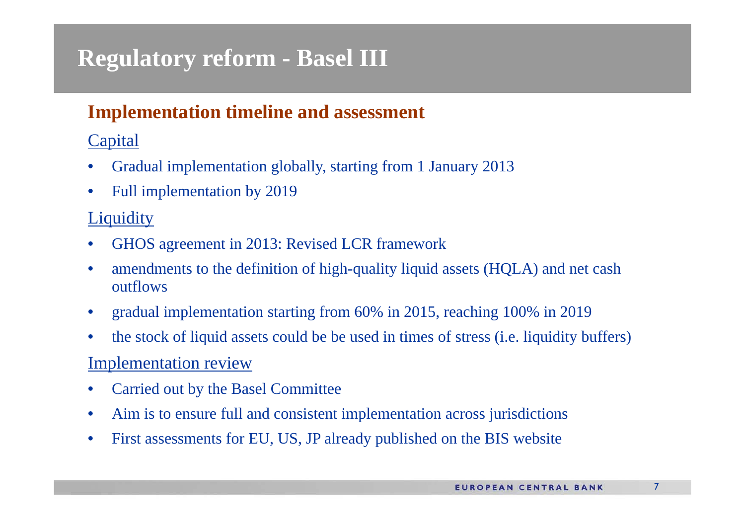# Regulatory reform - Basel III

## Implementation timeline and assessment

### Capital

- Gradual implementation globally, starting from 1 January 2013
- Full implementation by 2019

### Liquidity

- GHOS agreement in 2013: Revised LCR framework
- amendments to the definition of high-quality liquid assets (HQLA) and net cash outflows
- gradual implementation starting from 60% in 2015, reaching 100% in 2019
- the stock of liquid assets could be be used in times of stress (i.e. liquidity buffers)

### Implementation review

- Carried out by the Basel Committee
- Aim is to ensure full and consistent implementation across jurisdictions
- First assessments for EU, US, JP already published on the BIS website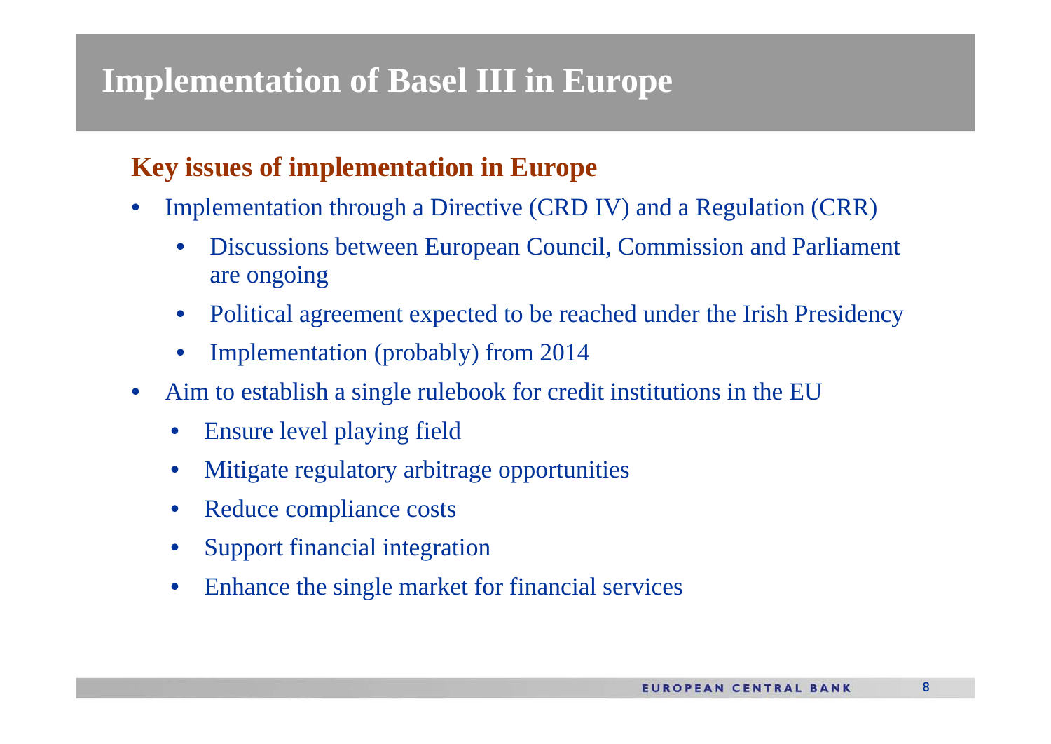# Implementation of Basel III in Europe

## Key issues of implementation in Europe

- Implementation through a Directive (CRD IV) and a Regulation (CRR)
  - Discussions between European Council, Commission and Parliament are ongoing
  - Political agreement expected to be reached under the Irish Presidency
  - Implementation (probably) from 2014
- Aim to establish a single rulebook for credit institutions in the EU
  - Ensure level playing field
  - Mitigate regulatory arbitrage opportunities
  - Reduce compliance costs
  - Support financial integration
  - Enhance the single market for financial services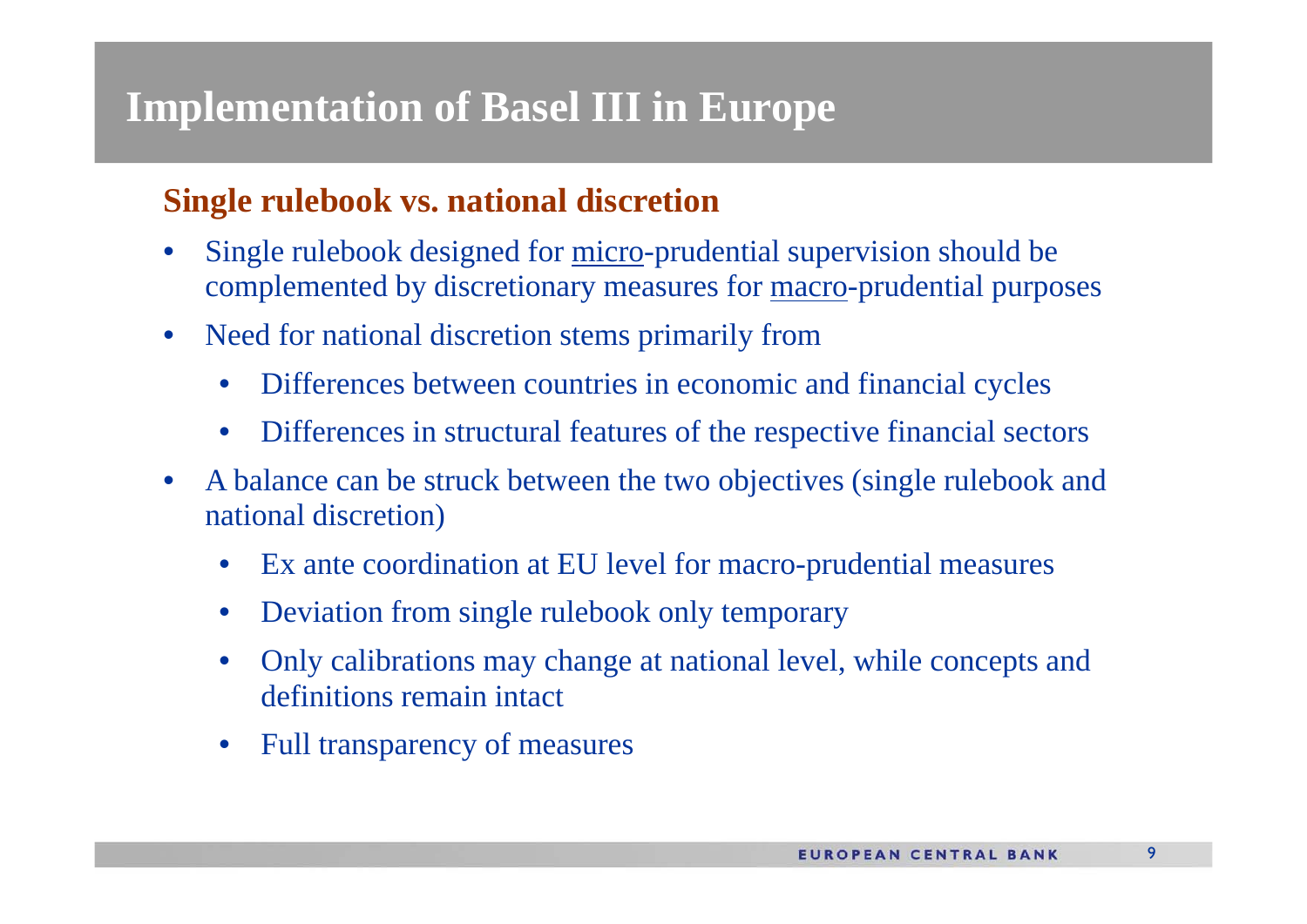# Implementation of Basel III in Europe

## Single rulebook vs. national discretion

- Single rulebook designed for <u>micro</u>-prudential supervision should be complemented by discretionary measures for <u>macro</u>-prudential purposes
- Need for national discretion stems primarily from
  - Differences between countries in economic and financial cycles
  - Differences in structural features of the respective financial sectors
- A balance can be struck between the two objectives (single rulebook and national discretion)
  - Ex ante coordination at EU level for macro-prudential measures
  - Deviation from single rulebook only temporary
  - Only calibrations may change at national level, while concepts and definitions remain intact
  - Full transparency of measures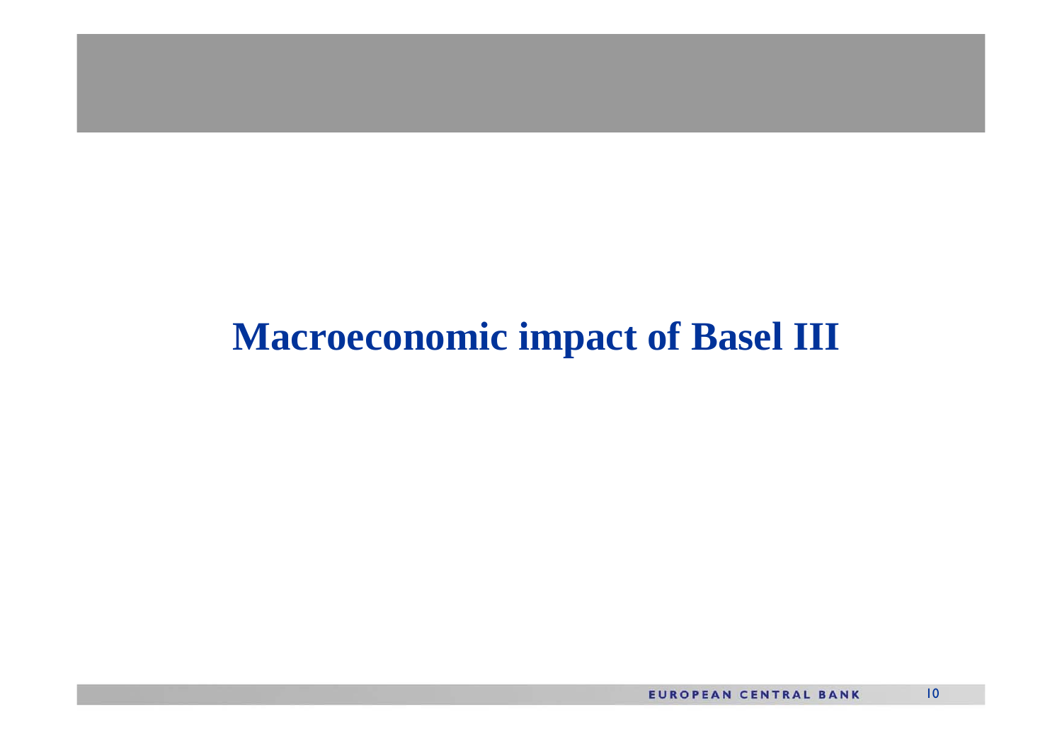# Macroeconomic impact of Basel III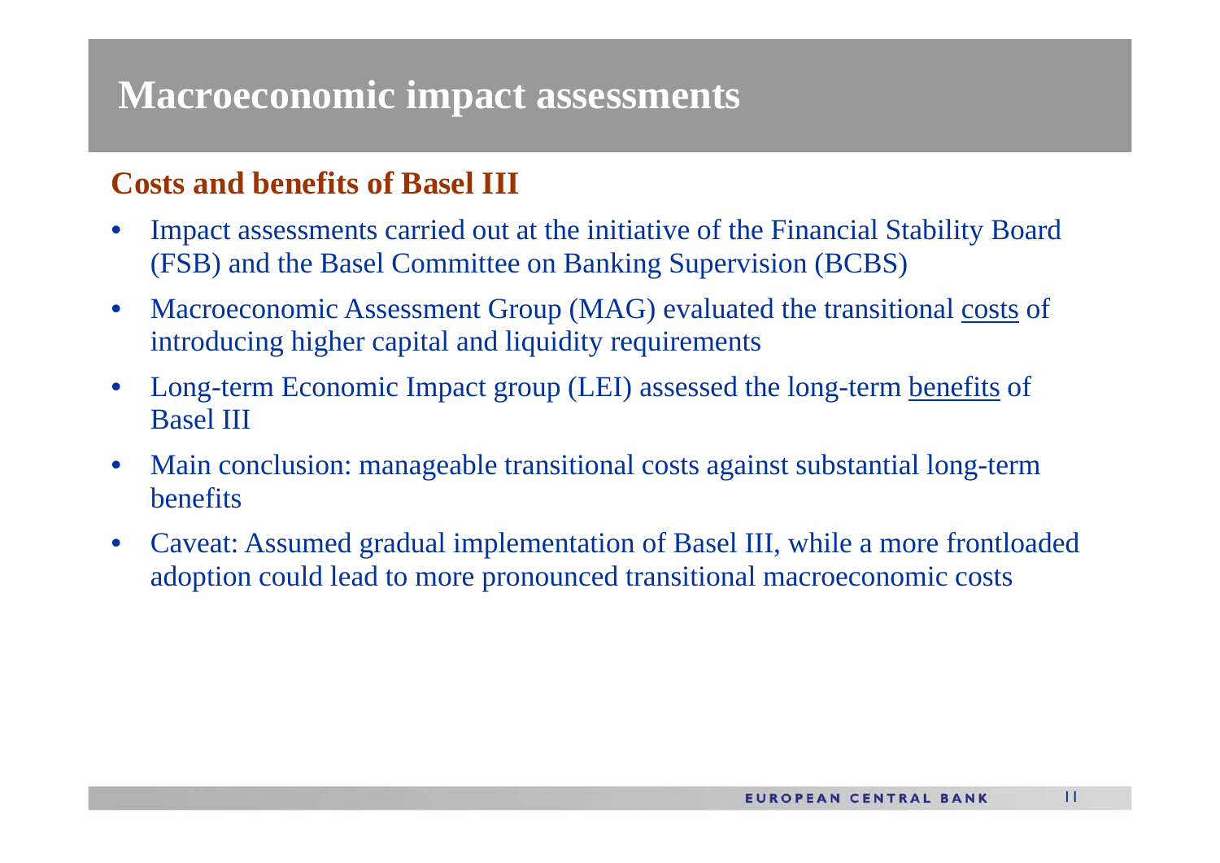# Macroeconomic impact assessments

## Costs and benefits of Basel III

- Impact assessments carried out at the initiative of the Financial Stability Board (FSB) and the Basel Committee on Banking Supervision (BCBS)
- Macroeconomic Assessment Group (MAG) evaluated the transitional <u>costs</u> of introducing higher capital and liquidity requirements
- Long-term Economic Impact group (LEI) assessed the long-term <u>benefits</u> of Basel III
- Main conclusion: manageable transitional costs against substantial long-term benefits
- Caveat: Assumed gradual implementation of Basel III, while a more frontloaded adoption could lead to more pronounced transitional macroeconomic costs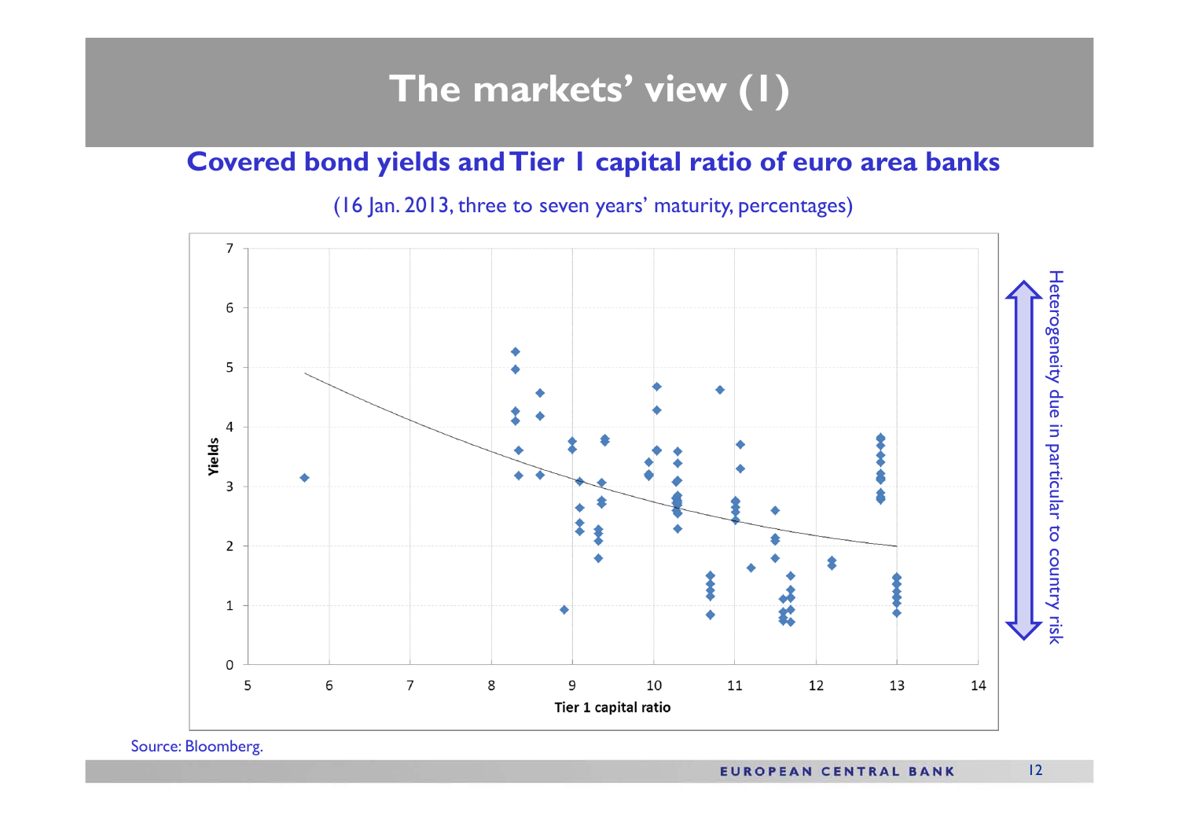# The markets' view (1)

## Covered bond yields and Tier 1 capital ratio of euro area banks

(16 Jan. 2013, three to seven years' maturity, percentages)

Yields

Tier 1 capital ratio

Heterogeneity due in particular to country risk

Source: Bloomberg.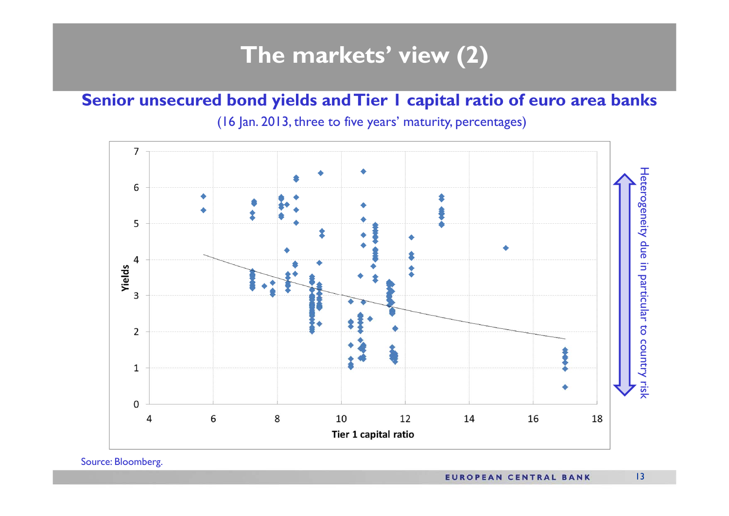# The markets' view (2)

## Senior unsecured bond yields and Tier 1 capital ratio of euro area banks

(16 Jan. 2013, three to five years' maturity, percentages)

Heterogeneity due in particular to country risk

Source: Bloomberg.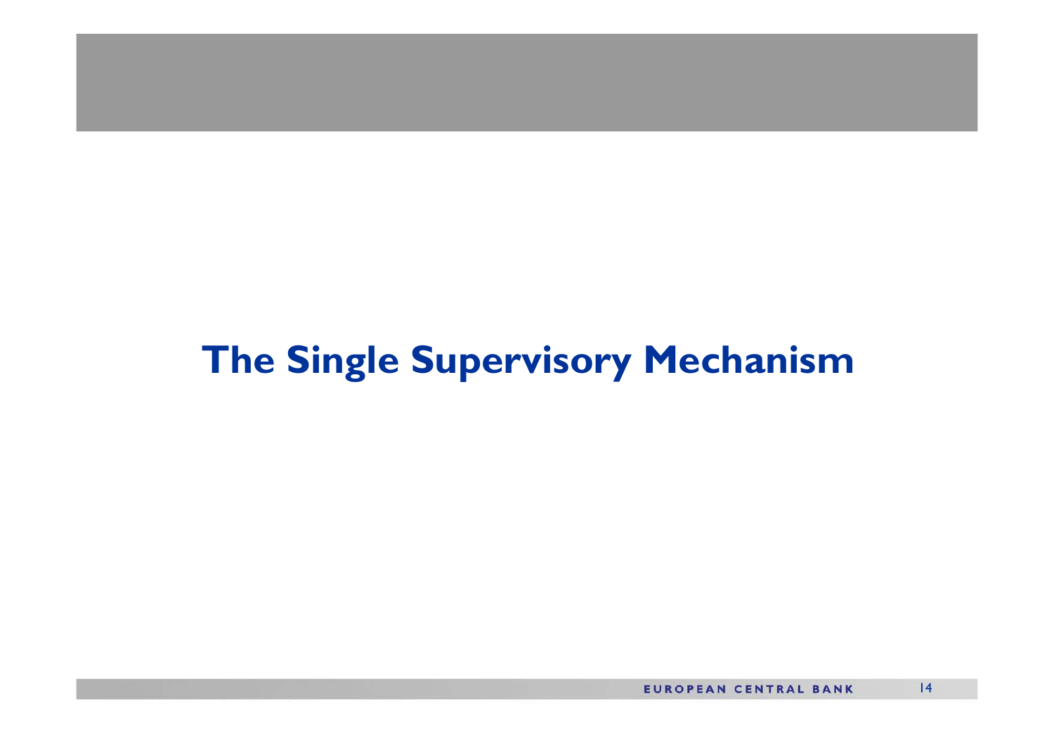# The Single Supervisory Mechanism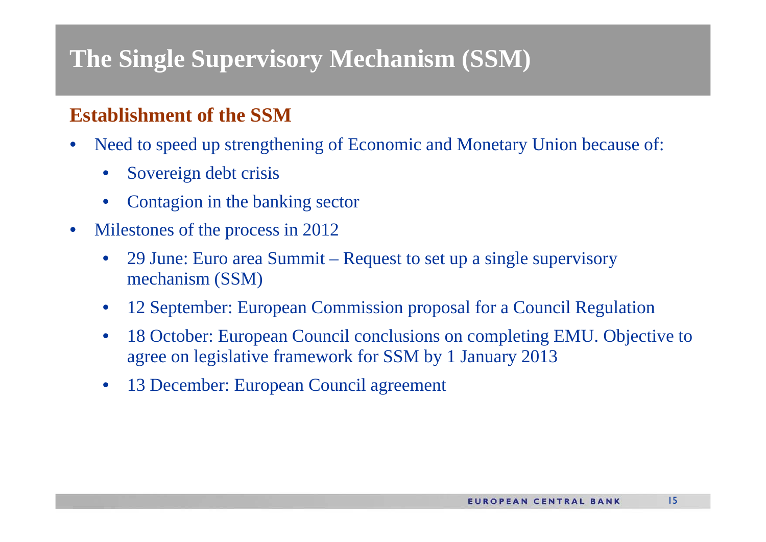# The Single Supervisory Mechanism (SSM)

## Establishment of the SSM

- Need to speed up strengthening of Economic and Monetary Union because of:
  - Sovereign debt crisis
  - Contagion in the banking sector
- Milestones of the process in 2012
  - 29 June: Euro area Summit – Request to set up a single supervisory mechanism (SSM)
  - 12 September: European Commission proposal for a Council Regulation
  - 18 October: European Council conclusions on completing EMU. Objective to agree on legislative framework for SSM by 1 January 2013
  - 13 December: European Council agreement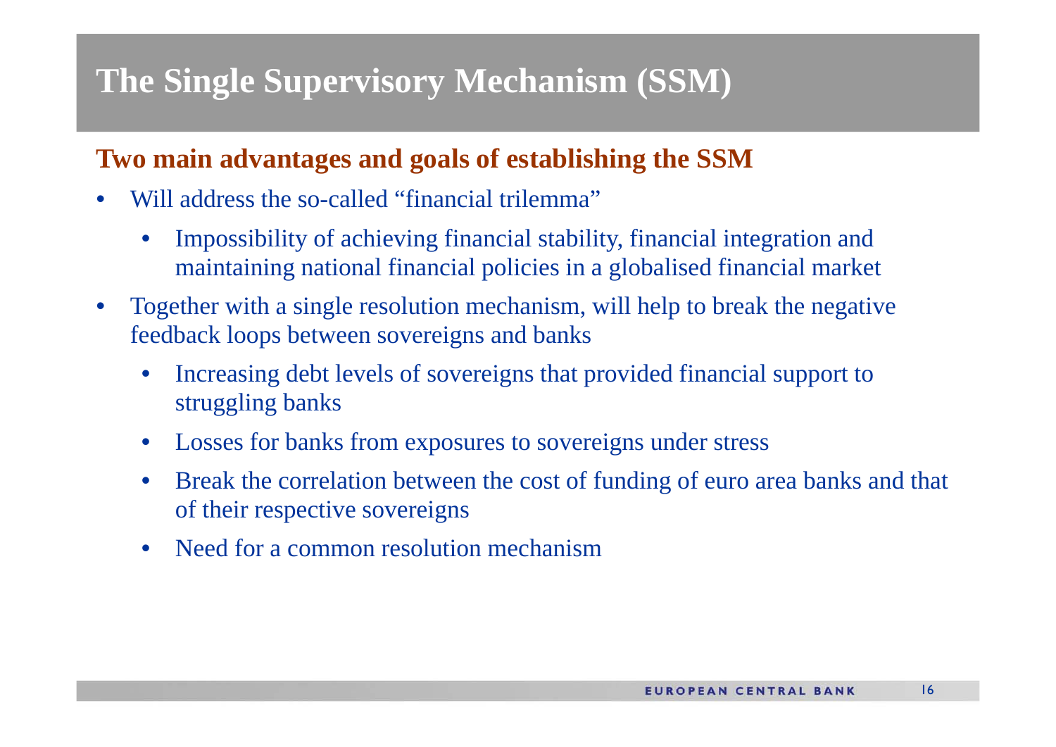# The Single Supervisory Mechanism (SSM)

## Two main advantages and goals of establishing the SSM

- Will address the so-called "financial trilemma"
  - Impossibility of achieving financial stability, financial integration and maintaining national financial policies in a globalised financial market
- Together with a single resolution mechanism, will help to break the negative feedback loops between sovereigns and banks
  - Increasing debt levels of sovereigns that provided financial support to struggling banks
  - Losses for banks from exposures to sovereigns under stress
  - Break the correlation between the cost of funding of euro area banks and that of their respective sovereigns
  - Need for a common resolution mechanism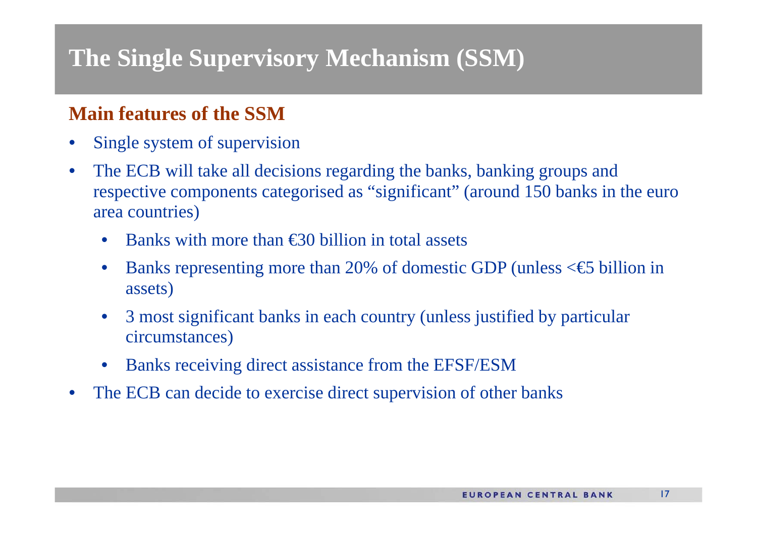# The Single Supervisory Mechanism (SSM)

## Main features of the SSM

- Single system of supervision
- The ECB will take all decisions regarding the banks, banking groups and respective components categorised as "significant" (around 150 banks in the euro area countries)
  - Banks with more than €30 billion in total assets
  - Banks representing more than 20% of domestic GDP (unless <€5 billion in assets)
  - 3 most significant banks in each country (unless justified by particular circumstances)
  - Banks receiving direct assistance from the EFSF/ESM
- The ECB can decide to exercise direct supervision of other banks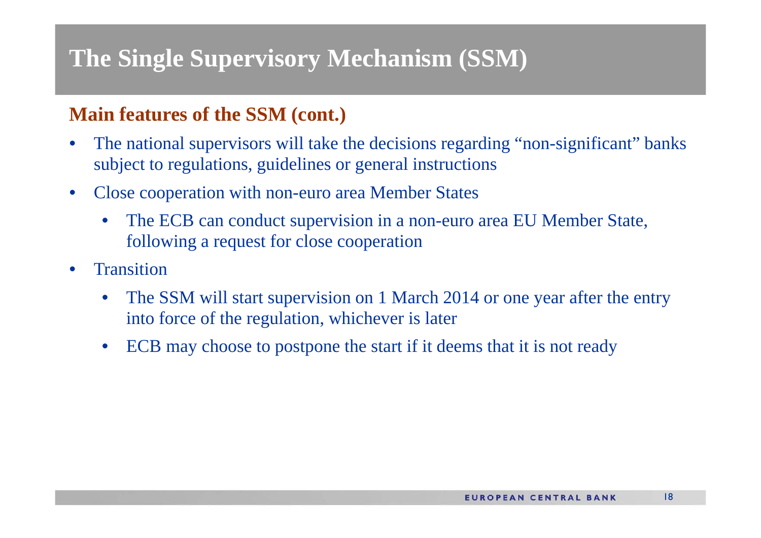# The Single Supervisory Mechanism (SSM)

## Main features of the SSM (cont.)

- The national supervisors will take the decisions regarding "non-significant" banks subject to regulations, guidelines or general instructions
- Close cooperation with non-euro area Member States
  - The ECB can conduct supervision in a non-euro area EU Member State, following a request for close cooperation
- Transition
  - The SSM will start supervision on 1 March 2014 or one year after the entry into force of the regulation, whichever is later
  - ECB may choose to postpone the start if it deems that it is not ready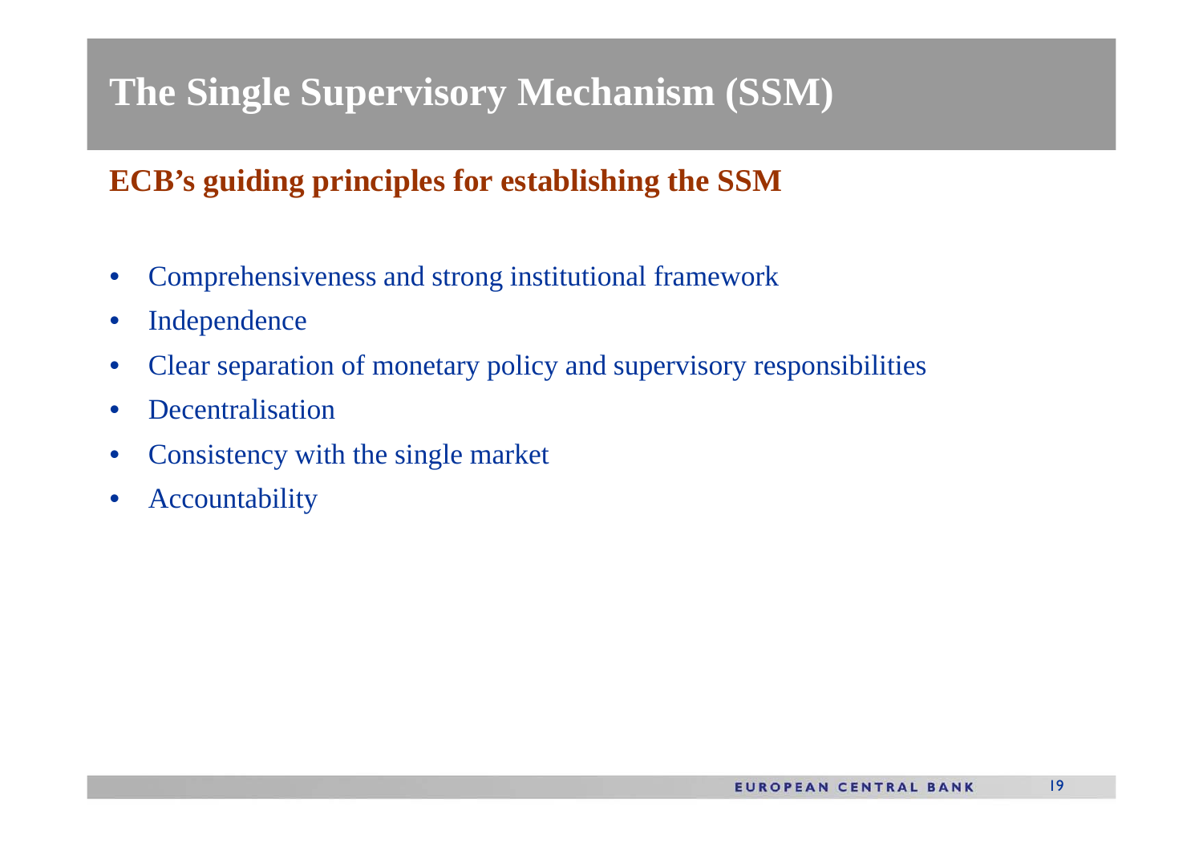# The Single Supervisory Mechanism (SSM)

## ECB's guiding principles for establishing the SSM

- Comprehensiveness and strong institutional framework
- Independence
- Clear separation of monetary policy and supervisory responsibilities
- Decentralisation
- Consistency with the single market
- Accountability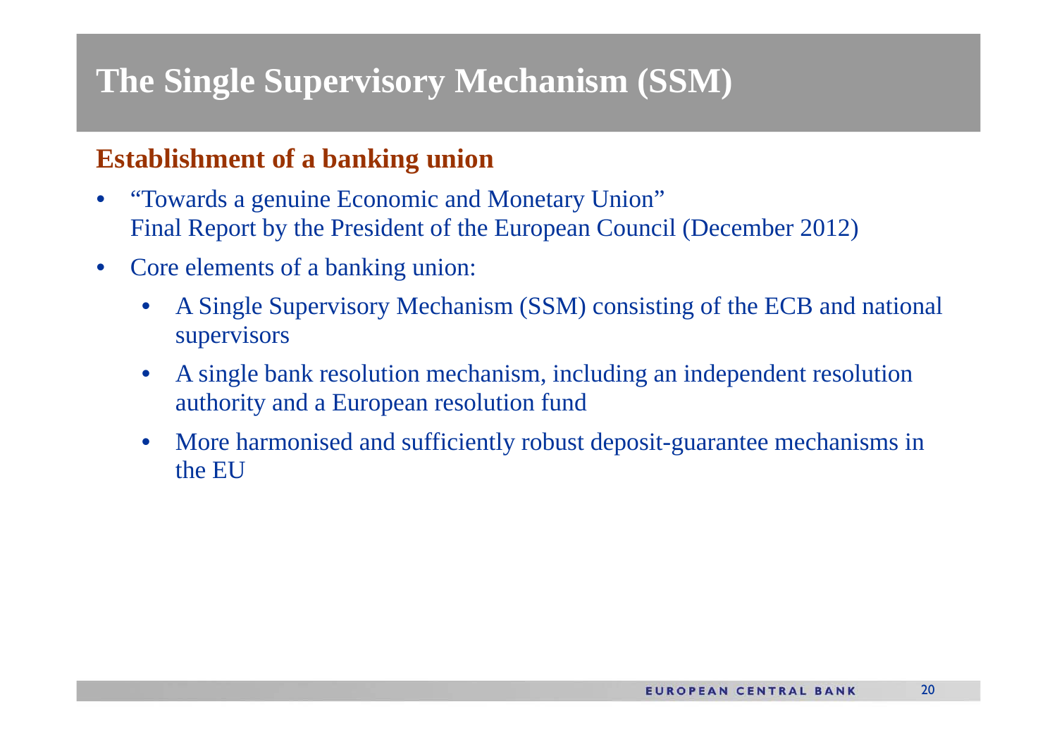# The Single Supervisory Mechanism (SSM)

## Establishment of a banking union

- "Towards a genuine Economic and Monetary Union"
  Final Report by the President of the European Council (December 2012)
- Core elements of a banking union:
  - A Single Supervisory Mechanism (SSM) consisting of the ECB and national supervisors
  - A single bank resolution mechanism, including an independent resolution authority and a European resolution fund
  - More harmonised and sufficiently robust deposit-guarantee mechanisms in the EU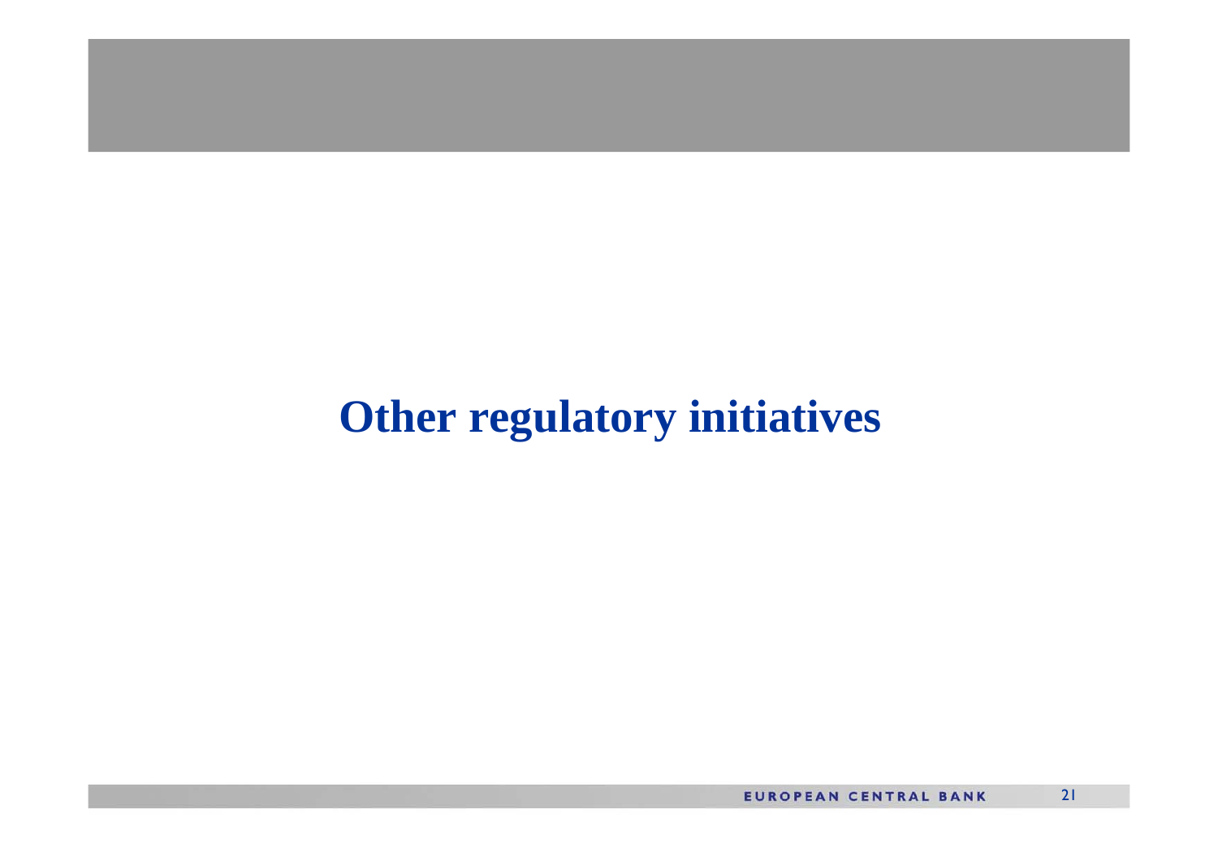# Other regulatory initiatives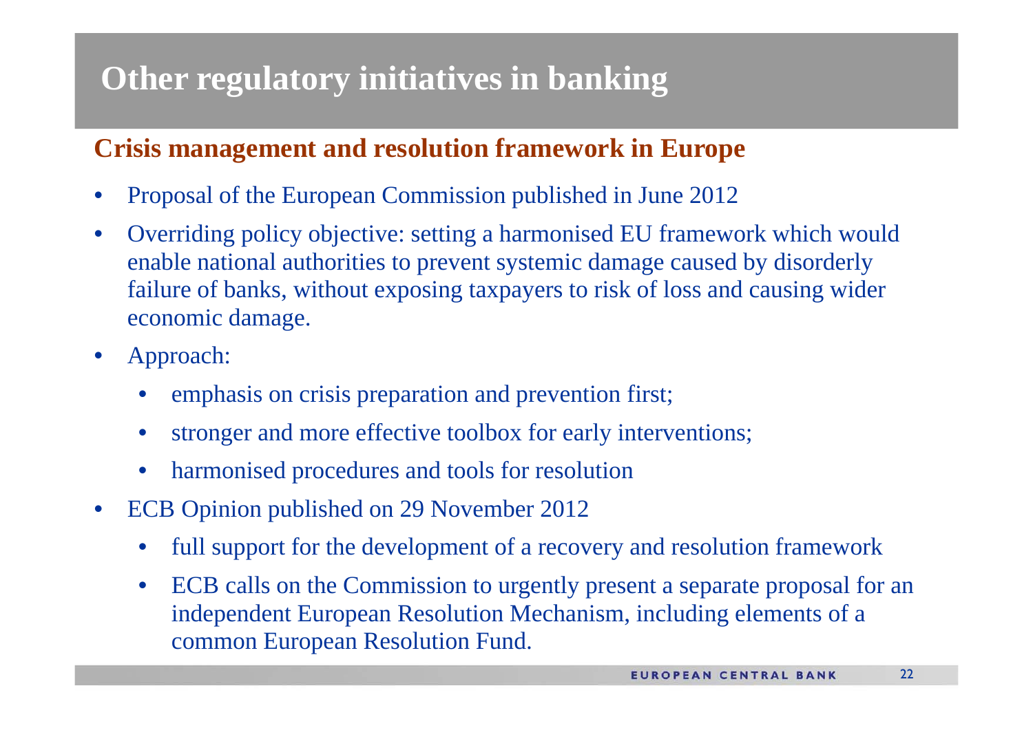# Other regulatory initiatives in banking

## Crisis management and resolution framework in Europe

- Proposal of the European Commission published in June 2012
- Overriding policy objective: setting a harmonised EU framework which would enable national authorities to prevent systemic damage caused by disorderly failure of banks, without exposing taxpayers to risk of loss and causing wider economic damage.
- Approach:
  - emphasis on crisis preparation and prevention first;
  - stronger and more effective toolbox for early interventions;
  - harmonised procedures and tools for resolution
- ECB Opinion published on 29 November 2012
  - full support for the development of a recovery and resolution framework
  - ECB calls on the Commission to urgently present a separate proposal for an independent European Resolution Mechanism, including elements of a common European Resolution Fund.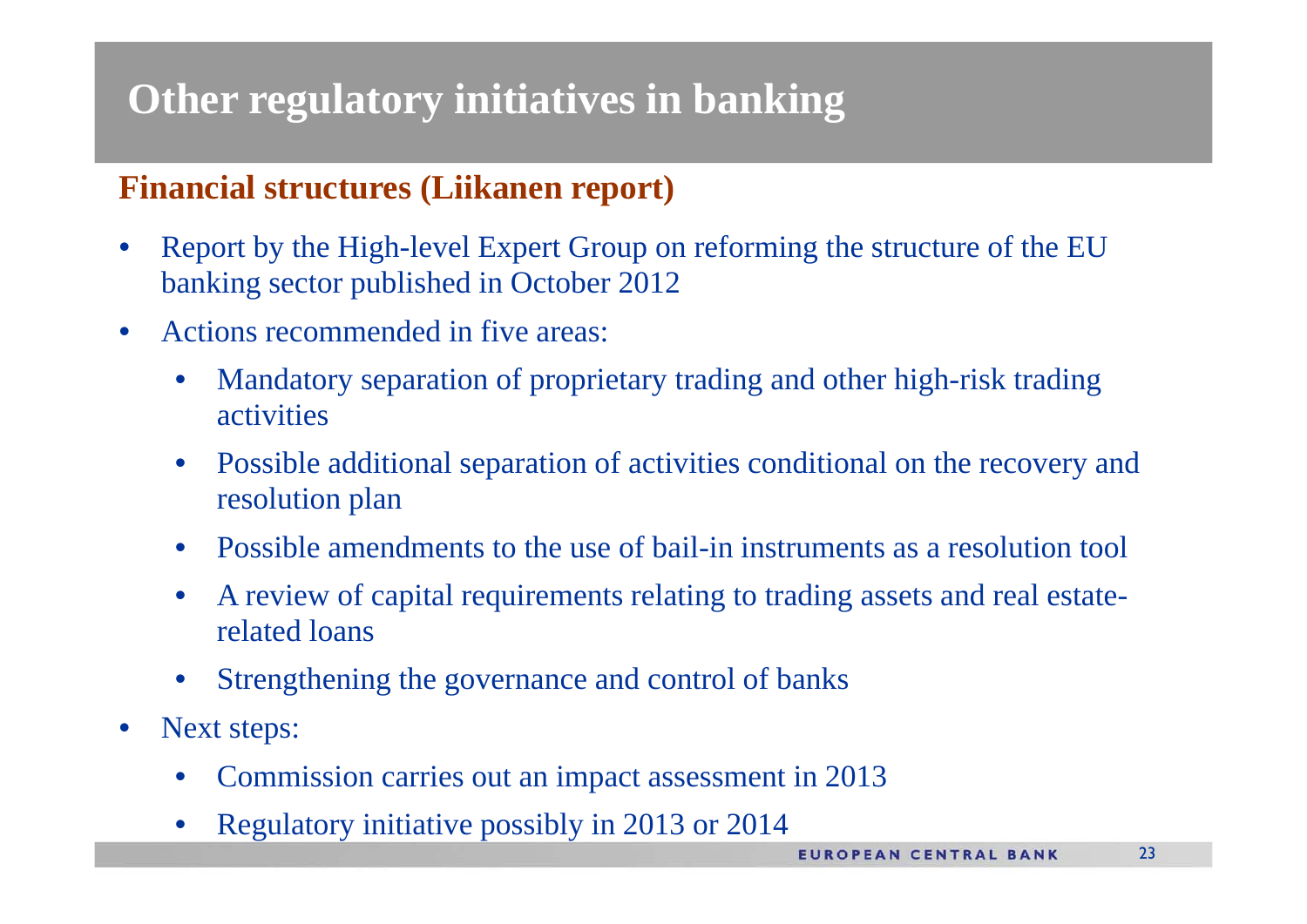# Other regulatory initiatives in banking

## Financial structures (Liikanen report)

- Report by the High-level Expert Group on reforming the structure of the EU banking sector published in October 2012
- Actions recommended in five areas:
  - Mandatory separation of proprietary trading and other high-risk trading activities
  - Possible additional separation of activities conditional on the recovery and resolution plan
  - Possible amendments to the use of bail-in instruments as a resolution tool
  - A review of capital requirements relating to trading assets and real estate-related loans
  - Strengthening the governance and control of banks
- Next steps:
  - Commission carries out an impact assessment in 2013
  - Regulatory initiative possibly in 2013 or 2014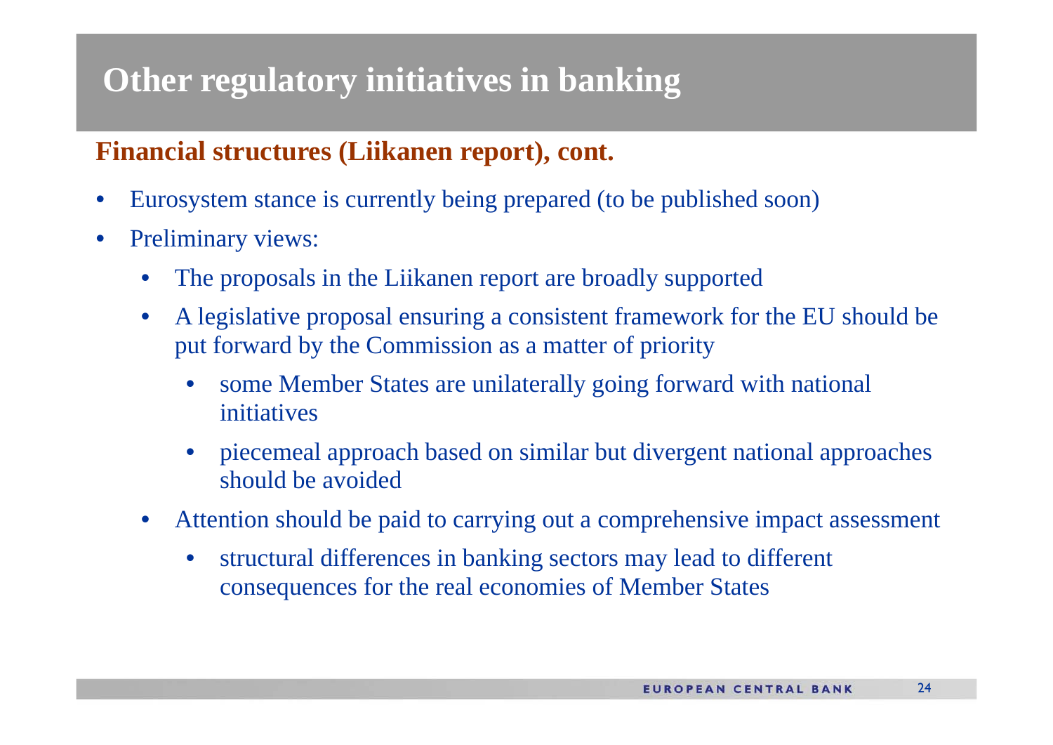# Other regulatory initiatives in banking

## Financial structures (Liikanen report), cont.

- Eurosystem stance is currently being prepared (to be published soon)
- Preliminary views:
  - The proposals in the Liikanen report are broadly supported
  - A legislative proposal ensuring a consistent framework for the EU should be put forward by the Commission as a matter of priority
    - some Member States are unilaterally going forward with national initiatives
    - piecemeal approach based on similar but divergent national approaches should be avoided
  - Attention should be paid to carrying out a comprehensive impact assessment
    - structural differences in banking sectors may lead to different consequences for the real economies of Member States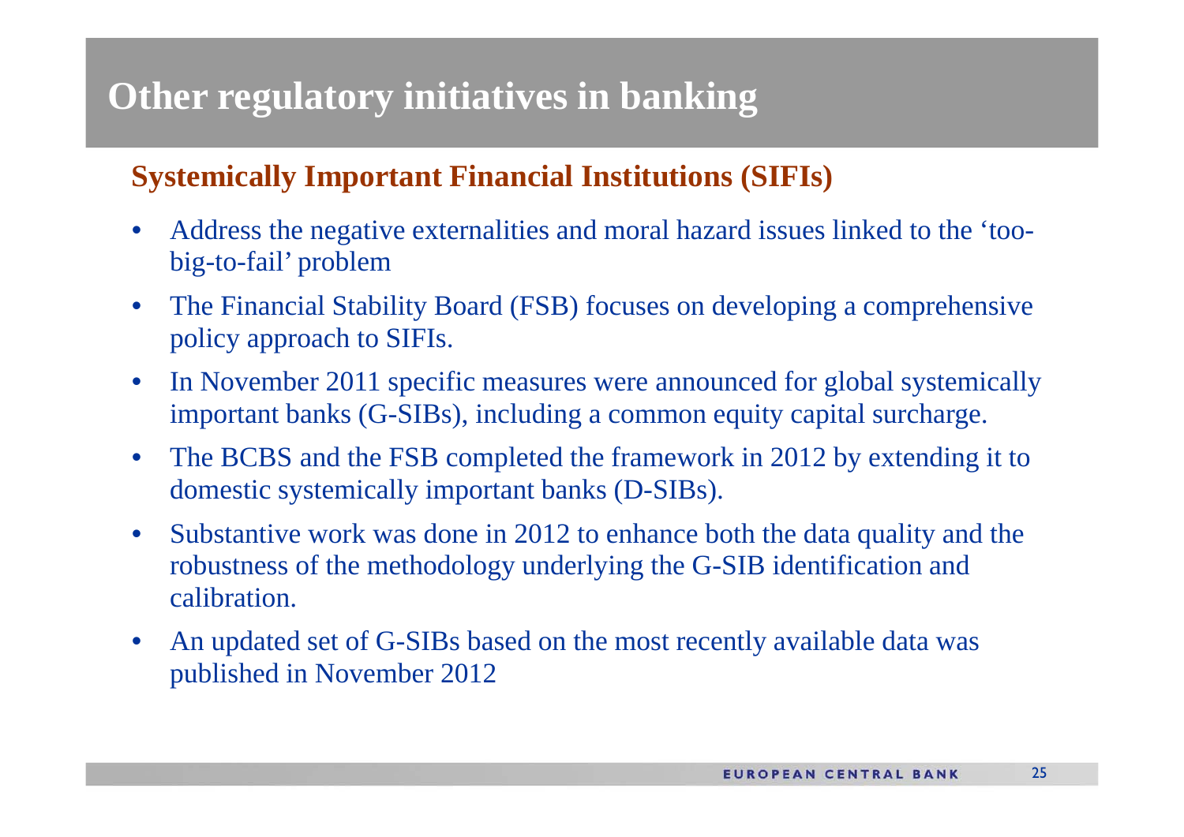# Other regulatory initiatives in banking

## Systemically Important Financial Institutions (SIFIs)

- Address the negative externalities and moral hazard issues linked to the 'too-big-to-fail' problem
- The Financial Stability Board (FSB) focuses on developing a comprehensive policy approach to SIFIs.
- In November 2011 specific measures were announced for global systemically important banks (G-SIBs), including a common equity capital surcharge.
- The BCBS and the FSB completed the framework in 2012 by extending it to domestic systemically important banks (D-SIBs).
- Substantive work was done in 2012 to enhance both the data quality and the robustness of the methodology underlying the G-SIB identification and calibration.
- An updated set of G-SIBs based on the most recently available data was published in November 2012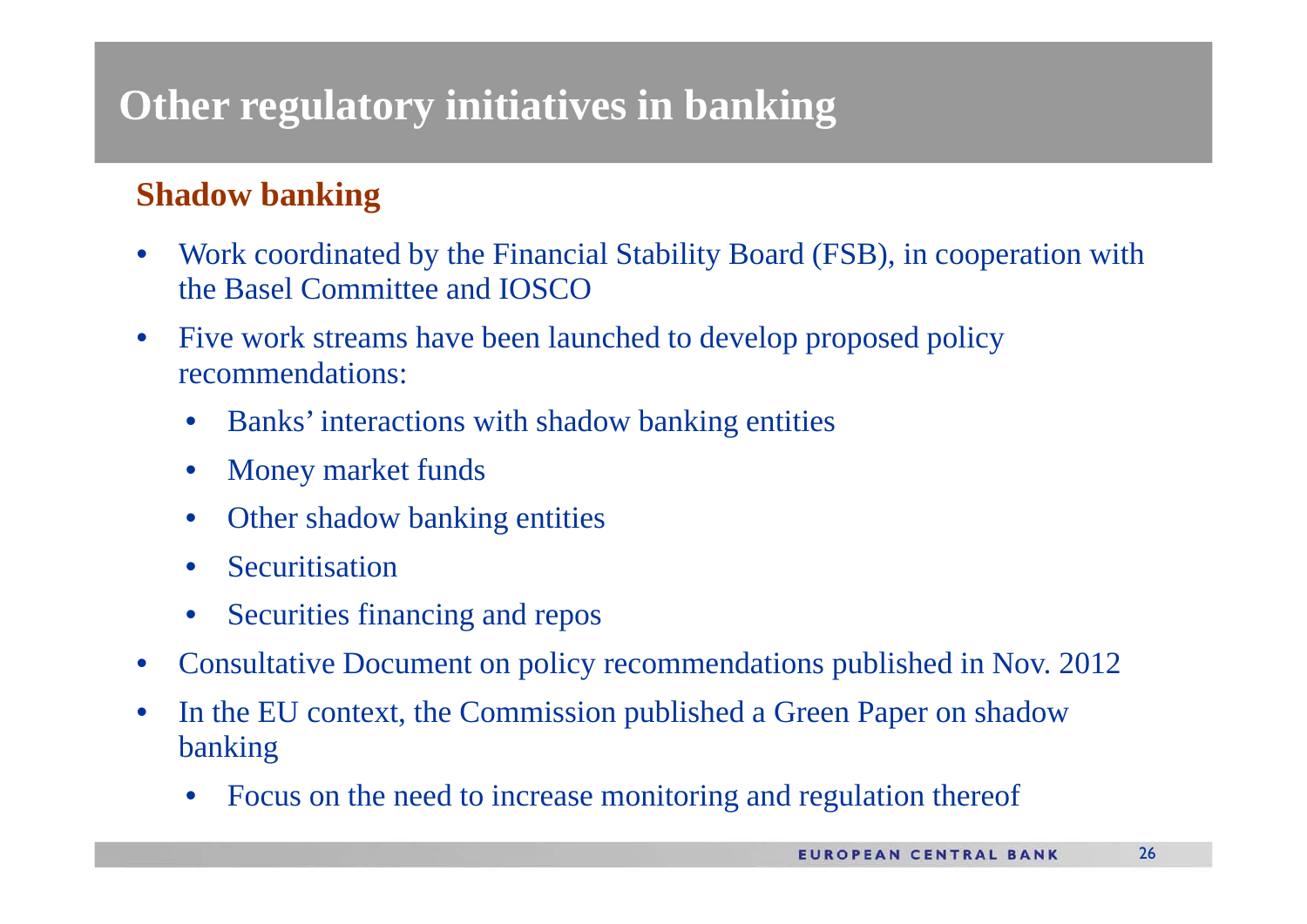# Other regulatory initiatives in banking

## Shadow banking

- Work coordinated by the Financial Stability Board (FSB), in cooperation with the Basel Committee and IOSCO
- Five work streams have been launched to develop proposed policy recommendations:
  - Banks' interactions with shadow banking entities
  - Money market funds
  - Other shadow banking entities
  - Securitisation
  - Securities financing and repos
- Consultative Document on policy recommendations published in Nov. 2012
- In the EU context, the Commission published a Green Paper on shadow banking
  - Focus on the need to increase monitoring and regulation thereof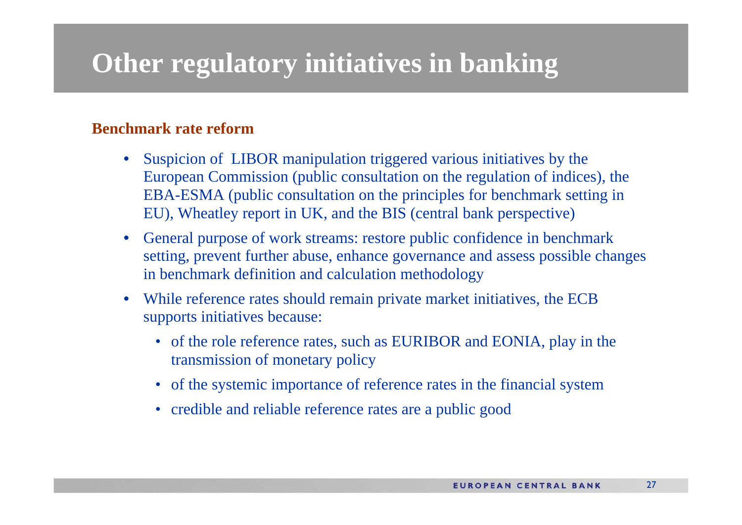# Other regulatory initiatives in banking

**Benchmark rate reform**

- Suspicion of LIBOR manipulation triggered various initiatives by the European Commission (public consultation on the regulation of indices), the EBA-ESMA (public consultation on the principles for benchmark setting in EU), Wheatley report in UK, and the BIS (central bank perspective)
- General purpose of work streams: restore public confidence in benchmark setting, prevent further abuse, enhance governance and assess possible changes in benchmark definition and calculation methodology
- While reference rates should remain private market initiatives, the ECB supports initiatives because:
  - of the role reference rates, such as EURIBOR and EONIA, play in the transmission of monetary policy
  - of the systemic importance of reference rates in the financial system
  - credible and reliable reference rates are a public good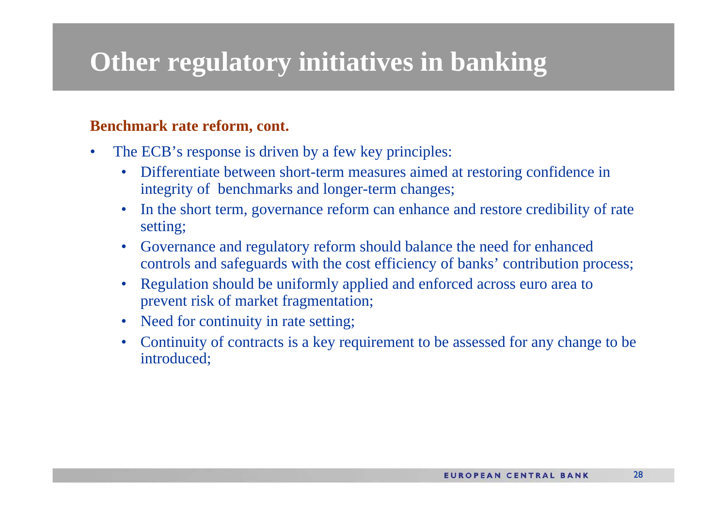# Other regulatory initiatives in banking

**Benchmark rate reform, cont.**

- The ECB's response is driven by a few key principles:
  - Differentiate between short-term measures aimed at restoring confidence in integrity of benchmarks and longer-term changes;
  - In the short term, governance reform can enhance and restore credibility of rate setting;
  - Governance and regulatory reform should balance the need for enhanced controls and safeguards with the cost efficiency of banks' contribution process;
  - Regulation should be uniformly applied and enforced across euro area to prevent risk of market fragmentation;
  - Need for continuity in rate setting;
  - Continuity of contracts is a key requirement to be assessed for any change to be introduced;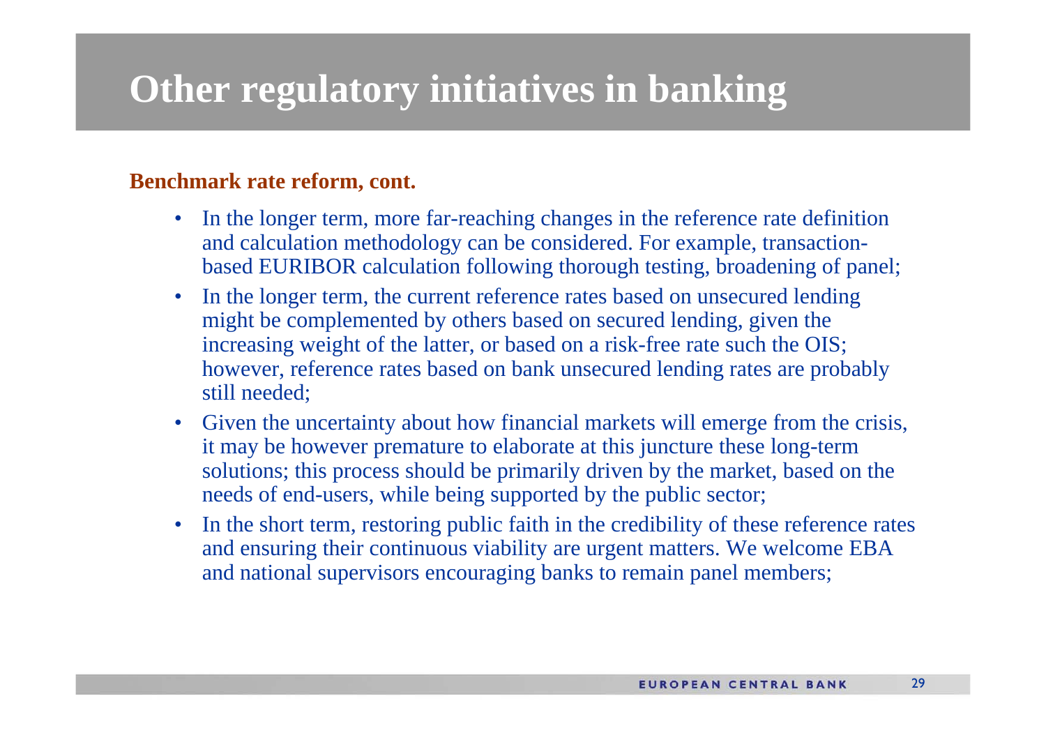# Other regulatory initiatives in banking

**Benchmark rate reform, cont.**

- In the longer term, more far-reaching changes in the reference rate definition and calculation methodology can be considered. For example, transaction-based EURIBOR calculation following thorough testing, broadening of panel;
- In the longer term, the current reference rates based on unsecured lending might be complemented by others based on secured lending, given the increasing weight of the latter, or based on a risk-free rate such the OIS; however, reference rates based on bank unsecured lending rates are probably still needed;
- Given the uncertainty about how financial markets will emerge from the crisis, it may be however premature to elaborate at this juncture these long-term solutions; this process should be primarily driven by the market, based on the needs of end-users, while being supported by the public sector;
- In the short term, restoring public faith in the credibility of these reference rates and ensuring their continuous viability are urgent matters. We welcome EBA and national supervisors encouraging banks to remain panel members;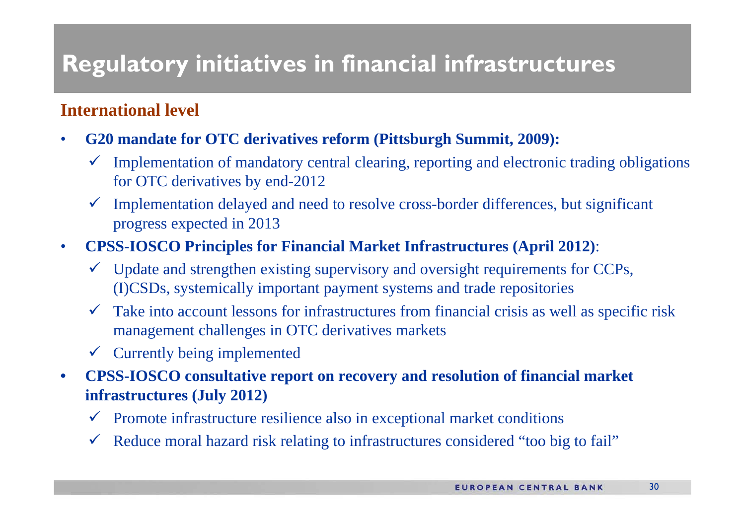# Regulatory initiatives in financial infrastructures

## International level

- **G20 mandate for OTC derivatives reform (Pittsburgh Summit, 2009):**
  - Implementation of mandatory central clearing, reporting and electronic trading obligations for OTC derivatives by end-2012
  - Implementation delayed and need to resolve cross-border differences, but significant progress expected in 2013
- **CPSS-IOSCO Principles for Financial Market Infrastructures (April 2012)**:
  - Update and strengthen existing supervisory and oversight requirements for CCPs, (I)CSDs, systemically important payment systems and trade repositories
  - Take into account lessons for infrastructures from financial crisis as well as specific risk management challenges in OTC derivatives markets
  - Currently being implemented
- **CPSS-IOSCO consultative report on recovery and resolution of financial market infrastructures (July 2012)**
  - Promote infrastructure resilience also in exceptional market conditions
  - Reduce moral hazard risk relating to infrastructures considered "too big to fail"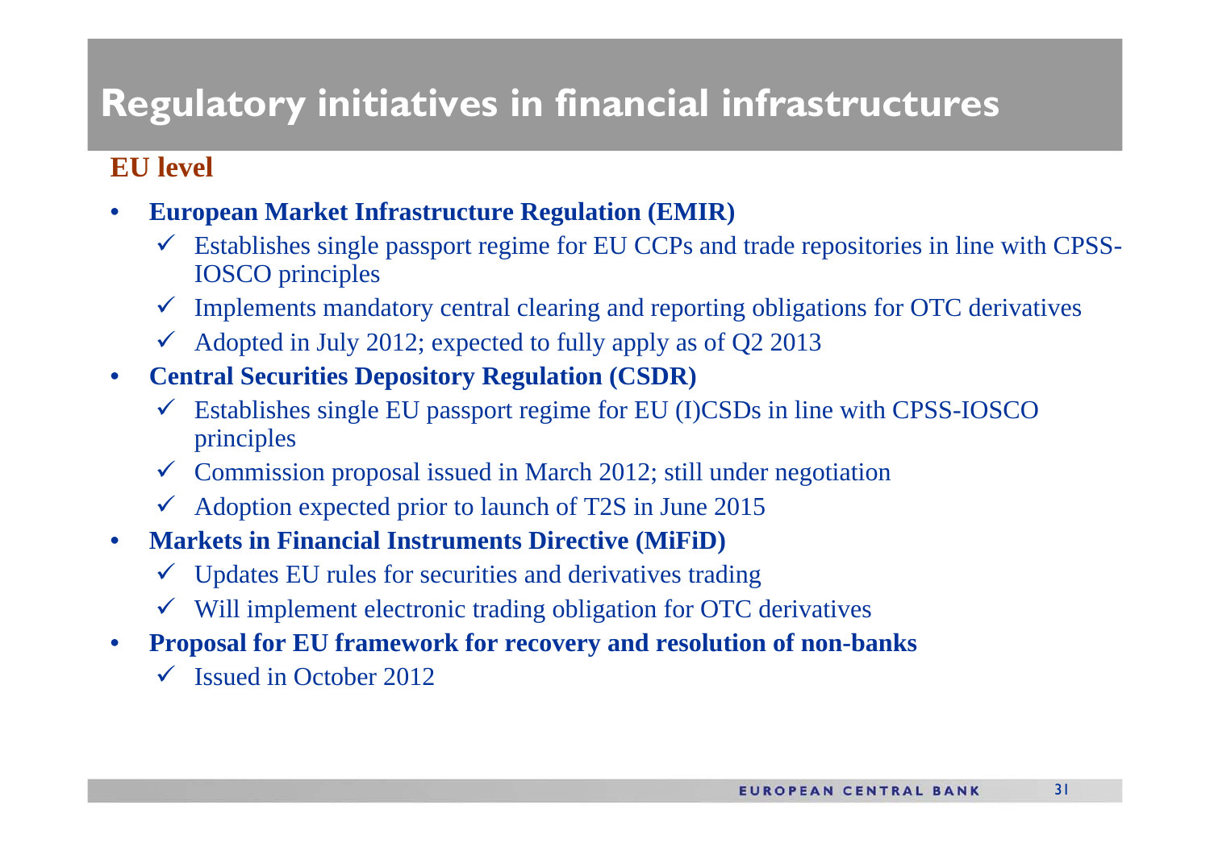# Regulatory initiatives in financial infrastructures

## EU level

- **European Market Infrastructure Regulation (EMIR)**
  - ✓ Establishes single passport regime for EU CCPs and trade repositories in line with CPSS-IOSCO principles
  - ✓ Implements mandatory central clearing and reporting obligations for OTC derivatives
  - ✓ Adopted in July 2012; expected to fully apply as of Q2 2013
- **Central Securities Depository Regulation (CSDR)**
  - ✓ Establishes single EU passport regime for EU (I)CSDs in line with CPSS-IOSCO principles
  - ✓ Commission proposal issued in March 2012; still under negotiation
  - ✓ Adoption expected prior to launch of T2S in June 2015
- **Markets in Financial Instruments Directive (MiFiD)**
  - ✓ Updates EU rules for securities and derivatives trading
  - ✓ Will implement electronic trading obligation for OTC derivatives
- **Proposal for EU framework for recovery and resolution of non-banks**
  - ✓ Issued in October 2012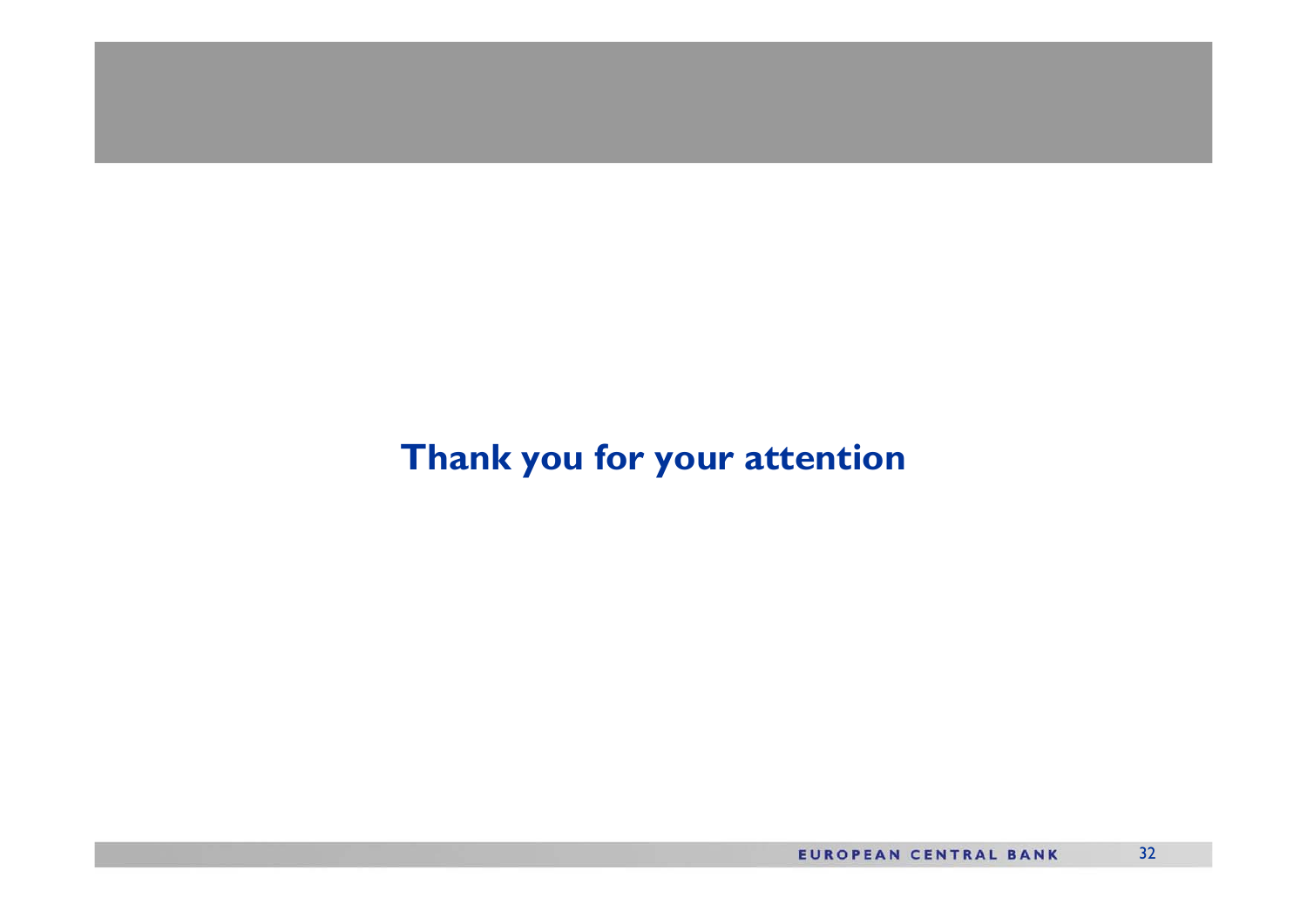**Thank you for your attention**